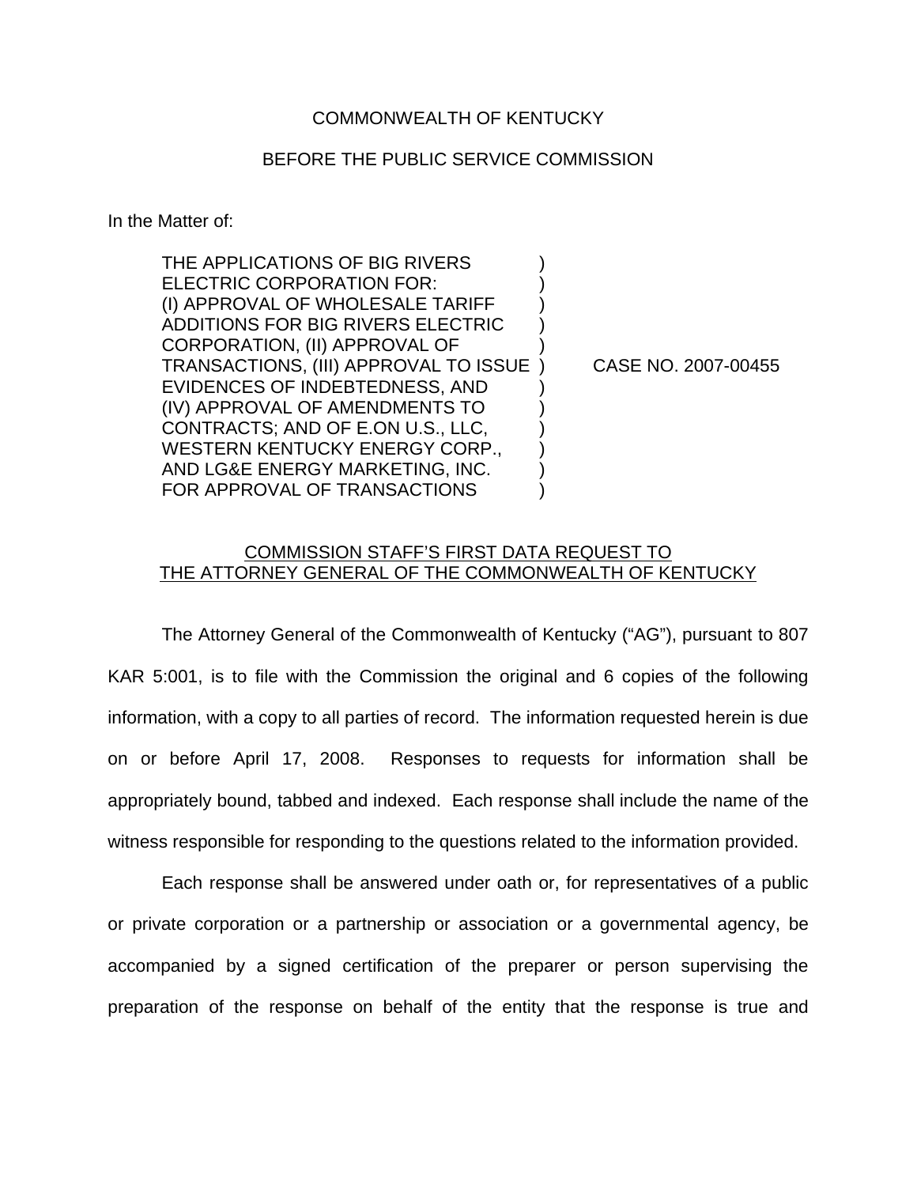COMMONWEALTH OF KENTUCKY

BEFORE THE PUBLIC SERVICE COMMISSION

In the Matter of:

| | | |
|---|---|---|
| THE APPLICATIONS OF BIG RIVERS ELECTRIC CORPORATION FOR: (I) APPROVAL OF WHOLESALE TARIFF ADDITIONS FOR BIG RIVERS ELECTRIC CORPORATION, (II) APPROVAL OF TRANSACTIONS, (III) APPROVAL TO ISSUE EVIDENCES OF INDEBTEDNESS, AND (IV) APPROVAL OF AMENDMENTS TO CONTRACTS; AND OF E.ON U.S., LLC, WESTERN KENTUCKY ENERGY CORP., AND LG&E ENERGY MARKETING, INC. FOR APPROVAL OF TRANSACTIONS | ) | CASE NO. 2007-00455 |

COMMISSION STAFF'S FIRST DATA REQUEST TO THE ATTORNEY GENERAL OF THE COMMONWEALTH OF KENTUCKY

The Attorney General of the Commonwealth of Kentucky ("AG"), pursuant to 807 KAR 5:001, is to file with the Commission the original and 6 copies of the following information, with a copy to all parties of record. The information requested herein is due on or before April 17, 2008. Responses to requests for information shall be appropriately bound, tabbed and indexed. Each response shall include the name of the witness responsible for responding to the questions related to the information provided.

Each response shall be answered under oath or, for representatives of a public or private corporation or a partnership or association or a governmental agency, be accompanied by a signed certification of the preparer or person supervising the preparation of the response on behalf of the entity that the response is true and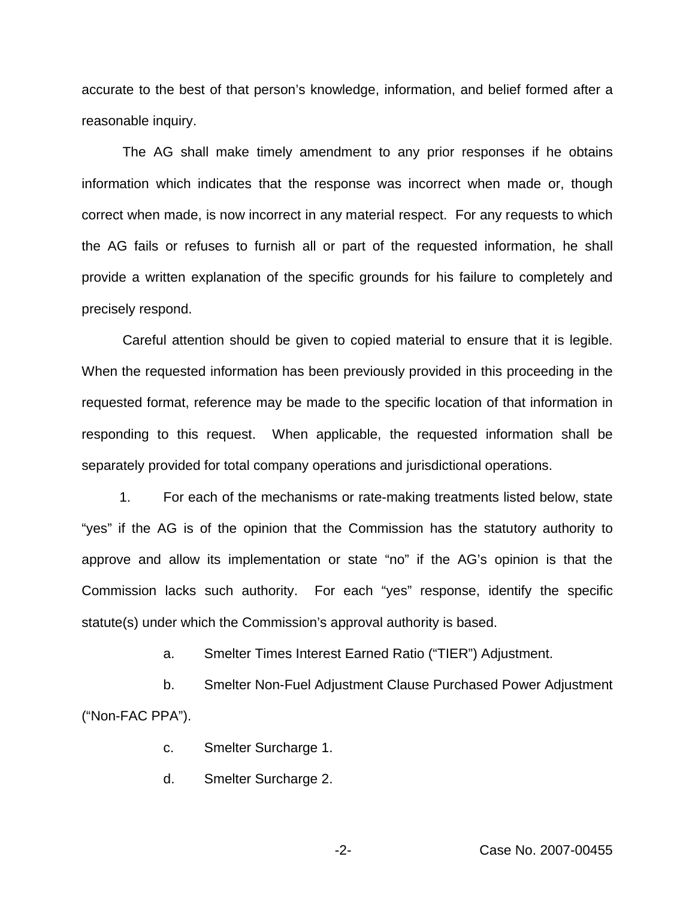accurate to the best of that person's knowledge, information, and belief formed after a reasonable inquiry.

The AG shall make timely amendment to any prior responses if he obtains information which indicates that the response was incorrect when made or, though correct when made, is now incorrect in any material respect. For any requests to which the AG fails or refuses to furnish all or part of the requested information, he shall provide a written explanation of the specific grounds for his failure to completely and precisely respond.

Careful attention should be given to copied material to ensure that it is legible. When the requested information has been previously provided in this proceeding in the requested format, reference may be made to the specific location of that information in responding to this request. When applicable, the requested information shall be separately provided for total company operations and jurisdictional operations.

1. For each of the mechanisms or rate-making treatments listed below, state "yes" if the AG is of the opinion that the Commission has the statutory authority to approve and allow its implementation or state "no" if the AG's opinion is that the Commission lacks such authority. For each "yes" response, identify the specific statute(s) under which the Commission's approval authority is based.

    a. Smelter Times Interest Earned Ratio ("TIER") Adjustment.

    b. Smelter Non-Fuel Adjustment Clause Purchased Power Adjustment ("Non-FAC PPA").

    c. Smelter Surcharge 1.

    d. Smelter Surcharge 2.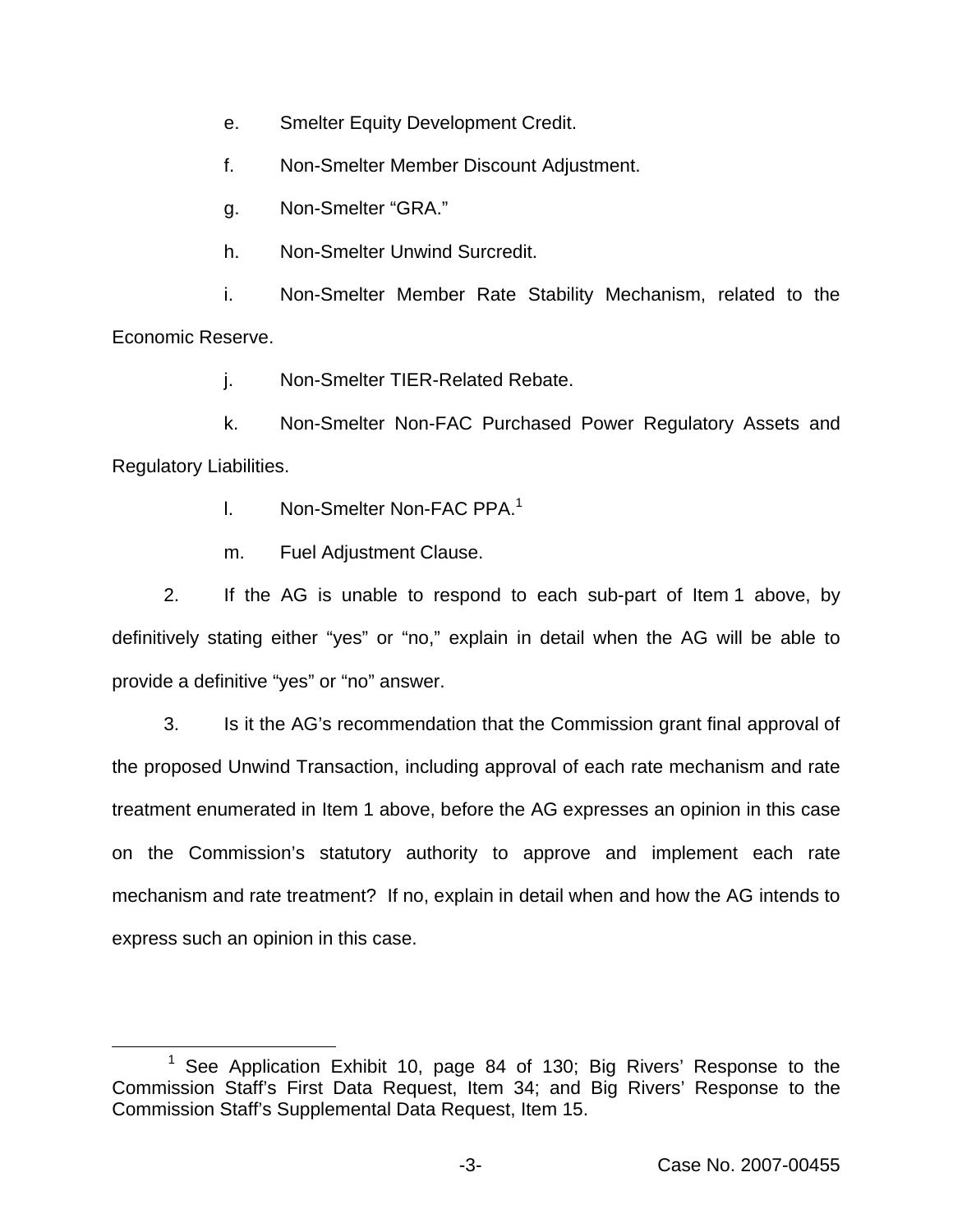e. Smelter Equity Development Credit.

f. Non-Smelter Member Discount Adjustment.

g. Non-Smelter "GRA."

h. Non-Smelter Unwind Surcredit.

i. Non-Smelter Member Rate Stability Mechanism, related to the Economic Reserve.

j. Non-Smelter TIER-Related Rebate.

k. Non-Smelter Non-FAC Purchased Power Regulatory Assets and Regulatory Liabilities.

l. Non-Smelter Non-FAC PPA.[1]

m. Fuel Adjustment Clause.

2. If the AG is unable to respond to each sub-part of Item 1 above, by definitively stating either "yes" or "no," explain in detail when the AG will be able to provide a definitive "yes" or "no" answer.

3. Is it the AG's recommendation that the Commission grant final approval of the proposed Unwind Transaction, including approval of each rate mechanism and rate treatment enumerated in Item 1 above, before the AG expresses an opinion in this case on the Commission's statutory authority to approve and implement each rate mechanism and rate treatment? If no, explain in detail when and how the AG intends to express such an opinion in this case.

---

[1] See Application Exhibit 10, page 84 of 130; Big Rivers' Response to the Commission Staff's First Data Request, Item 34; and Big Rivers' Response to the Commission Staff's Supplemental Data Request, Item 15.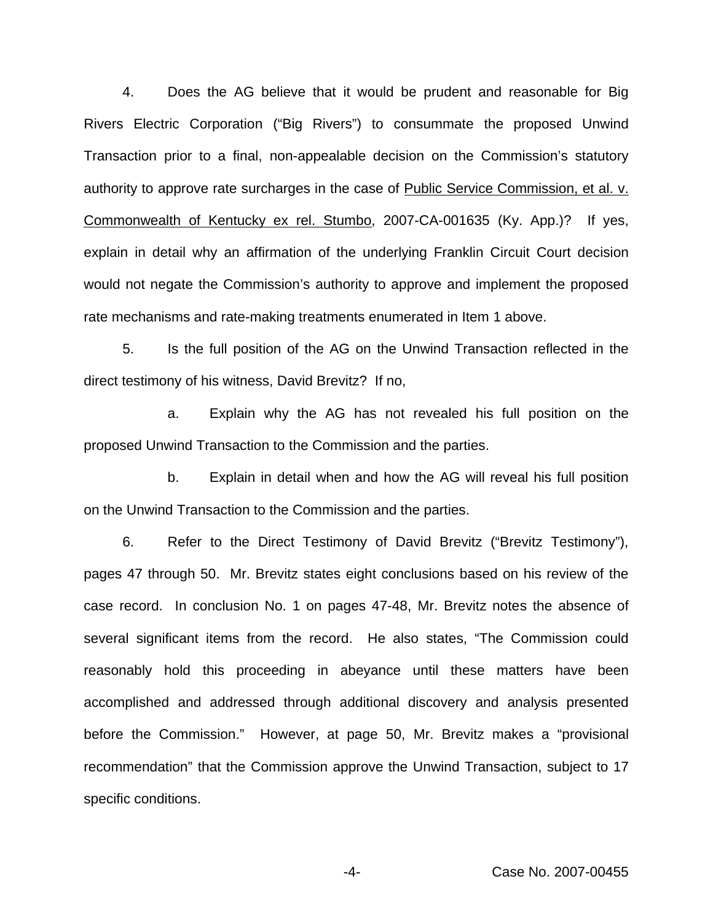4. Does the AG believe that it would be prudent and reasonable for Big Rivers Electric Corporation ("Big Rivers") to consummate the proposed Unwind Transaction prior to a final, non-appealable decision on the Commission's statutory authority to approve rate surcharges in the case of Public Service Commission, et al. v. Commonwealth of Kentucky ex rel. Stumbo, 2007-CA-001635 (Ky. App.)? If yes, explain in detail why an affirmation of the underlying Franklin Circuit Court decision would not negate the Commission's authority to approve and implement the proposed rate mechanisms and rate-making treatments enumerated in Item 1 above.

5. Is the full position of the AG on the Unwind Transaction reflected in the direct testimony of his witness, David Brevitz? If no,

a. Explain why the AG has not revealed his full position on the proposed Unwind Transaction to the Commission and the parties.

b. Explain in detail when and how the AG will reveal his full position on the Unwind Transaction to the Commission and the parties.

6. Refer to the Direct Testimony of David Brevitz ("Brevitz Testimony"), pages 47 through 50. Mr. Brevitz states eight conclusions based on his review of the case record. In conclusion No. 1 on pages 47-48, Mr. Brevitz notes the absence of several significant items from the record. He also states, "The Commission could reasonably hold this proceeding in abeyance until these matters have been accomplished and addressed through additional discovery and analysis presented before the Commission." However, at page 50, Mr. Brevitz makes a "provisional recommendation" that the Commission approve the Unwind Transaction, subject to 17 specific conditions.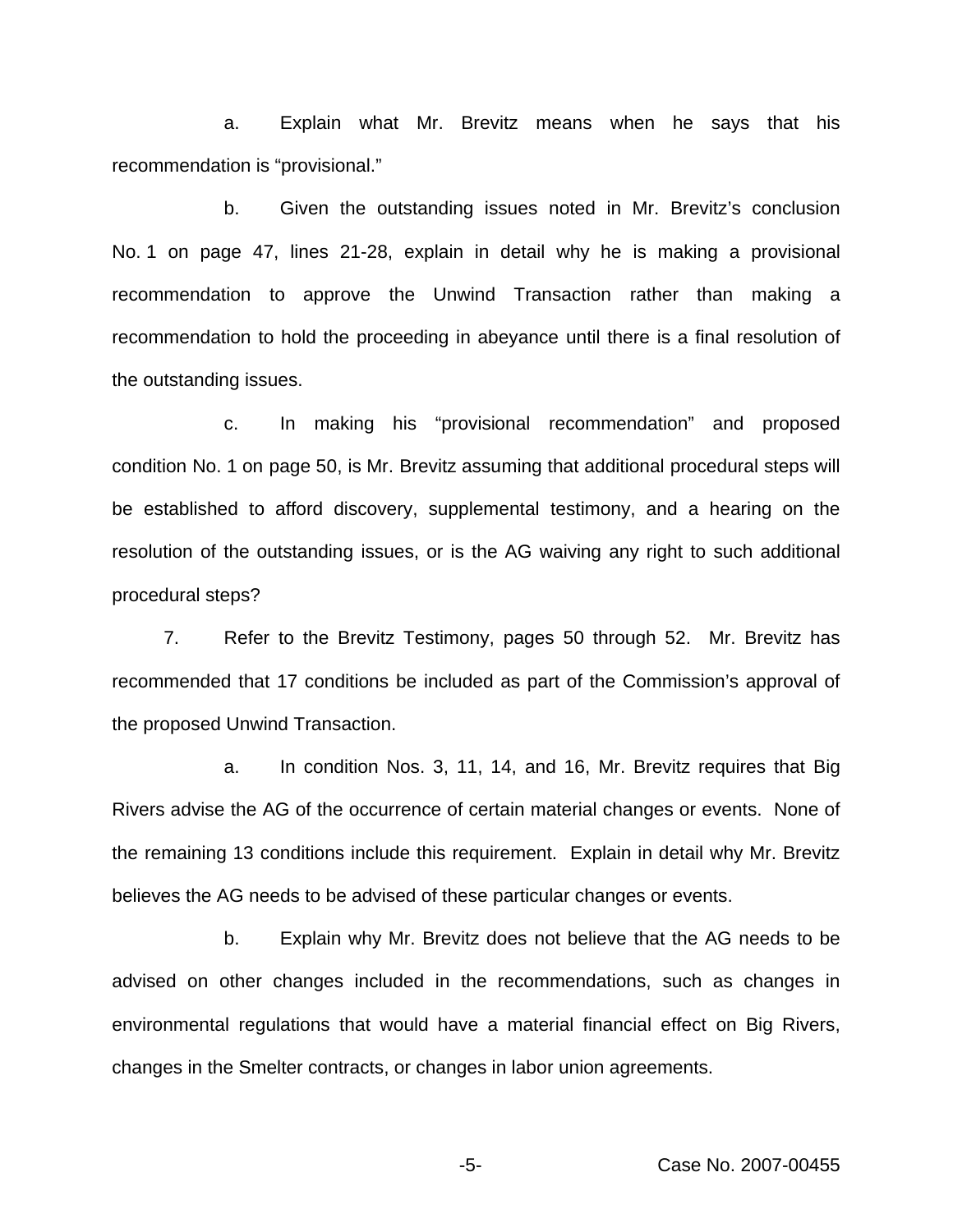a. Explain what Mr. Brevitz means when he says that his recommendation is "provisional."

b. Given the outstanding issues noted in Mr. Brevitz's conclusion No. 1 on page 47, lines 21-28, explain in detail why he is making a provisional recommendation to approve the Unwind Transaction rather than making a recommendation to hold the proceeding in abeyance until there is a final resolution of the outstanding issues.

c. In making his "provisional recommendation" and proposed condition No. 1 on page 50, is Mr. Brevitz assuming that additional procedural steps will be established to afford discovery, supplemental testimony, and a hearing on the resolution of the outstanding issues, or is the AG waiving any right to such additional procedural steps?

7. Refer to the Brevitz Testimony, pages 50 through 52. Mr. Brevitz has recommended that 17 conditions be included as part of the Commission's approval of the proposed Unwind Transaction.

a. In condition Nos. 3, 11, 14, and 16, Mr. Brevitz requires that Big Rivers advise the AG of the occurrence of certain material changes or events. None of the remaining 13 conditions include this requirement. Explain in detail why Mr. Brevitz believes the AG needs to be advised of these particular changes or events.

b. Explain why Mr. Brevitz does not believe that the AG needs to be advised on other changes included in the recommendations, such as changes in environmental regulations that would have a material financial effect on Big Rivers, changes in the Smelter contracts, or changes in labor union agreements.

Case No. 2007-00455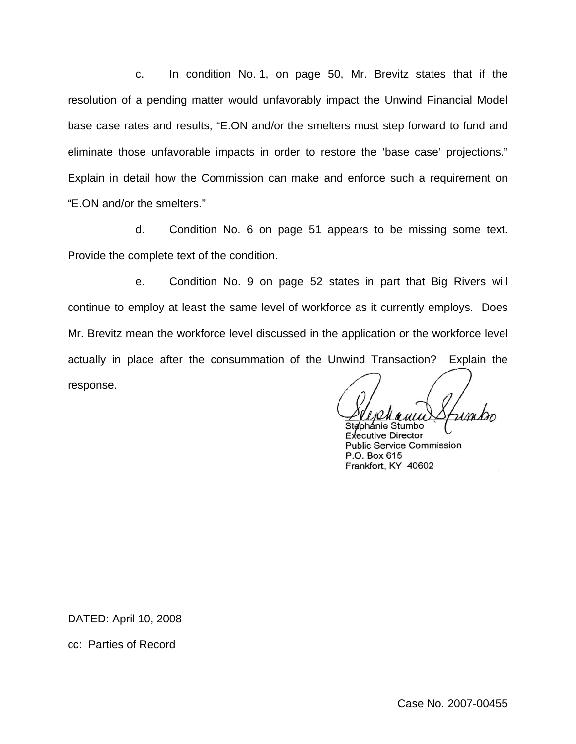c. In condition No. 1, on page 50, Mr. Brevitz states that if the resolution of a pending matter would unfavorably impact the Unwind Financial Model base case rates and results, "E.ON and/or the smelters must step forward to fund and eliminate those unfavorable impacts in order to restore the 'base case' projections." Explain in detail how the Commission can make and enforce such a requirement on "E.ON and/or the smelters."

d. Condition No. 6 on page 51 appears to be missing some text. Provide the complete text of the condition.

e. Condition No. 9 on page 52 states in part that Big Rivers will continue to employ at least the same level of workforce as it currently employs. Does Mr. Brevitz mean the workforce level discussed in the application or the workforce level actually in place after the consummation of the Unwind Transaction? Explain the response.

Stephanie Stumbo
Executive Director
Public Service Commission
P.O. Box 615
Frankfort, KY 40602

DATED: April 10, 2008

cc: Parties of Record

Case No. 2007-00455